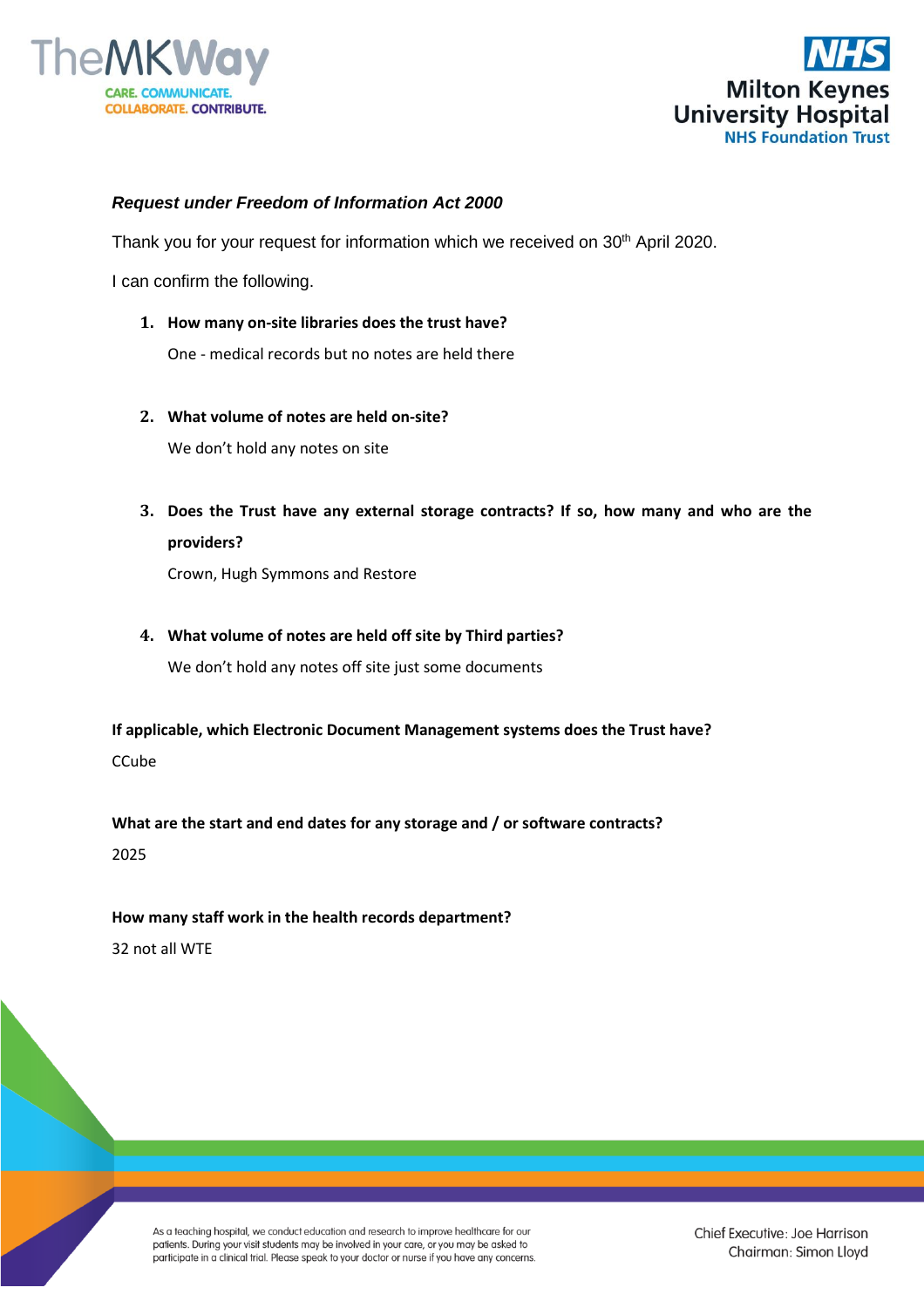***Request under Freedom of Information Act 2000***

Thank you for your request for information which we received on 30th April 2020.

I can confirm the following.

1. **How many on-site libraries does the trust have?**

   One - medical records but no notes are held there

2. **What volume of notes are held on-site?**

   We don't hold any notes on site

3. **Does the Trust have any external storage contracts? If so, how many and who are the providers?**

   Crown, Hugh Symmons and Restore

4. **What volume of notes are held off site by Third parties?**

   We don't hold any notes off site just some documents

**If applicable, which Electronic Document Management systems does the Trust have?**

CCube

**What are the start and end dates for any storage and / or software contracts?**

2025

**How many staff work in the health records department?**

32 not all WTE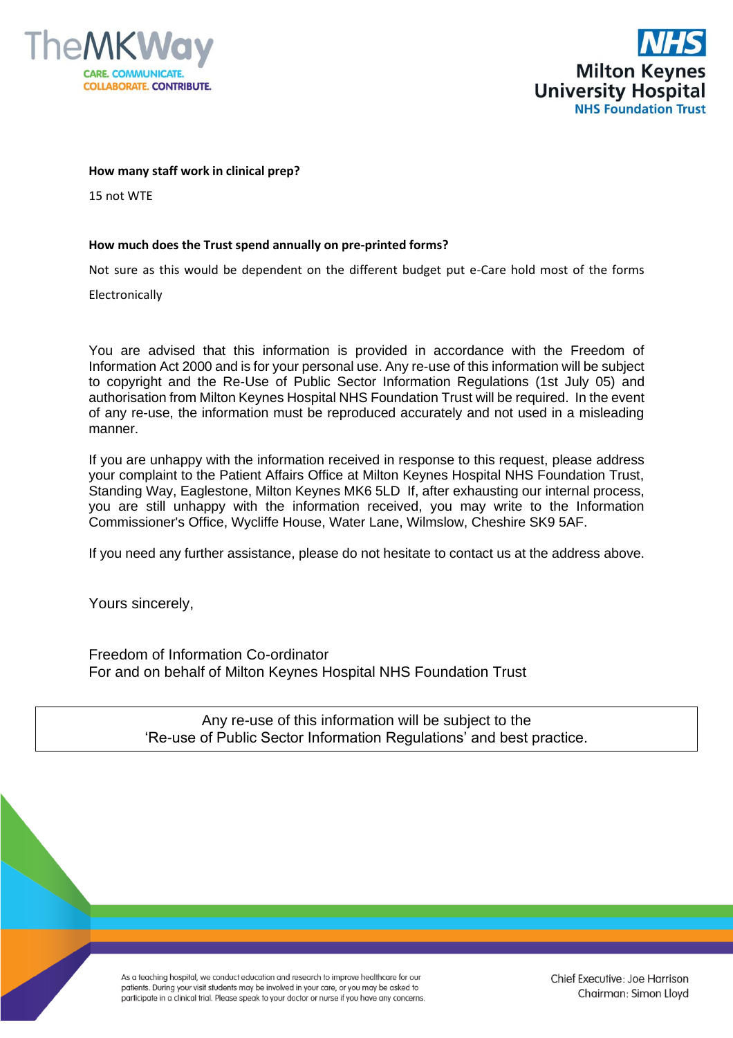**How many staff work in clinical prep?**

15 not WTE

**How much does the Trust spend annually on pre-printed forms?**

Not sure as this would be dependent on the different budget put e-Care hold most of the forms Electronically

You are advised that this information is provided in accordance with the Freedom of Information Act 2000 and is for your personal use. Any re-use of this information will be subject to copyright and the Re-Use of Public Sector Information Regulations (1st July 05) and authorisation from Milton Keynes Hospital NHS Foundation Trust will be required. In the event of any re-use, the information must be reproduced accurately and not used in a misleading manner.

If you are unhappy with the information received in response to this request, please address your complaint to the Patient Affairs Office at Milton Keynes Hospital NHS Foundation Trust, Standing Way, Eaglestone, Milton Keynes MK6 5LD If, after exhausting our internal process, you are still unhappy with the information received, you may write to the Information Commissioner's Office, Wycliffe House, Water Lane, Wilmslow, Cheshire SK9 5AF.

If you need any further assistance, please do not hesitate to contact us at the address above.

Yours sincerely,

Freedom of Information Co-ordinator
For and on behalf of Milton Keynes Hospital NHS Foundation Trust

Any re-use of this information will be subject to the
'Re-use of Public Sector Information Regulations' and best practice.